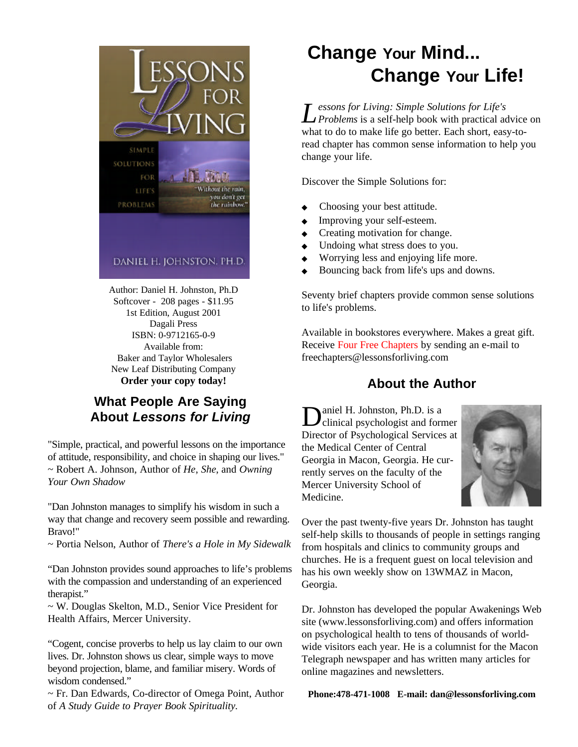# Change Your Mind... Change Your Life!

*Lessons for Living: Simple Solutions for Life's Problems* is a self-help book with practical advice on what to do to make life go better. Each short, easy-to-read chapter has common sense information to help you change your life.

Discover the Simple Solutions for:

- Choosing your best attitude.
- Improving your self-esteem.
- Creating motivation for change.
- Undoing what stress does to you.
- Worrying less and enjoying life more.
- Bouncing back from life's ups and downs.

Seventy brief chapters provide common sense solutions to life's problems.

Available in bookstores everywhere. Makes a great gift. Receive Four Free Chapters by sending an e-mail to freechapters@lessonsforliving.com

Author: Daniel H. Johnston, Ph.D
Softcover - 208 pages - $11.95
1st Edition, August 2001
Dagali Press
ISBN: 0-9712165-0-9
Available from:
Baker and Taylor Wholesalers
New Leaf Distributing Company
**Order your copy today!**

## What People Are Saying About *Lessons for Living*

"Simple, practical, and powerful lessons on the importance of attitude, responsibility, and choice in shaping our lives."
~ Robert A. Johnson, Author of *He*, *She*, and *Owning Your Own Shadow*

"Dan Johnston manages to simplify his wisdom in such a way that change and recovery seem possible and rewarding. Bravo!"
~ Portia Nelson, Author of *There's a Hole in My Sidewalk*

"Dan Johnston provides sound approaches to life's problems with the compassion and understanding of an experienced therapist."
~ W. Douglas Skelton, M.D., Senior Vice President for Health Affairs, Mercer University.

"Cogent, concise proverbs to help us lay claim to our own lives. Dr. Johnston shows us clear, simple ways to move beyond projection, blame, and familiar misery. Words of wisdom condensed."
~ Fr. Dan Edwards, Co-director of Omega Point, Author of *A Study Guide to Prayer Book Spirituality*.

## About the Author

Daniel H. Johnston, Ph.D. is a clinical psychologist and former Director of Psychological Services at the Medical Center of Central Georgia in Macon, Georgia. He currently serves on the faculty of the Mercer University School of Medicine.

Over the past twenty-five years Dr. Johnston has taught self-help skills to thousands of people in settings ranging from hospitals and clinics to community groups and churches. He is a frequent guest on local television and has his own weekly show on 13WMAZ in Macon, Georgia.

Dr. Johnston has developed the popular Awakenings Web site (www.lessonsforliving.com) and offers information on psychological health to tens of thousands of worldwide visitors each year. He is a columnist for the Macon Telegraph newspaper and has written many articles for online magazines and newsletters.

**Phone:478-471-1008 E-mail: dan@lessonsforliving.com**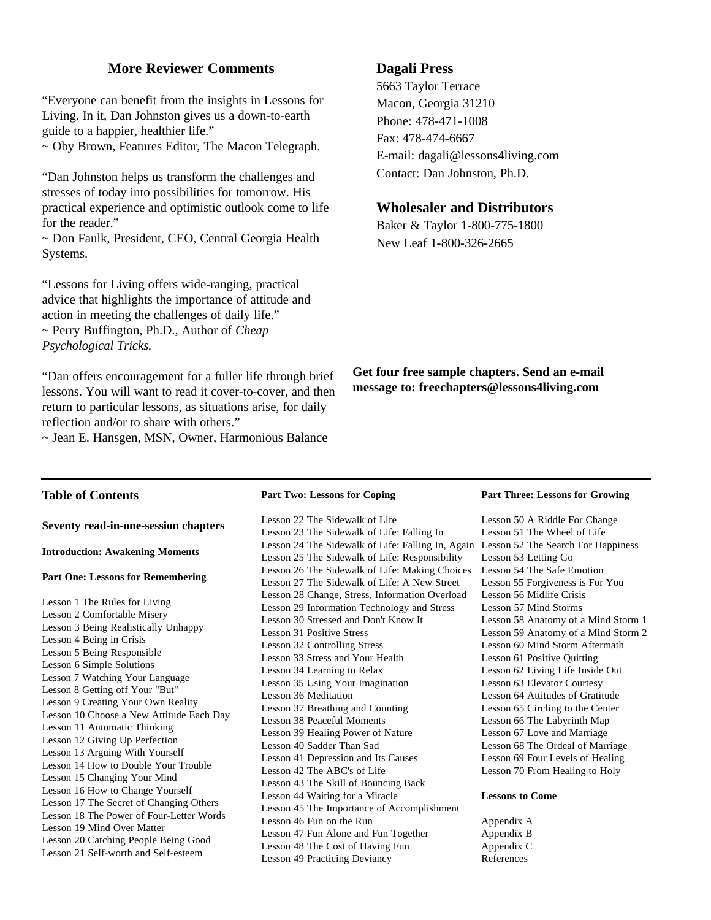## More Reviewer Comments

"Everyone can benefit from the insights in Lessons for Living. In it, Dan Johnston gives us a down-to-earth guide to a happier, healthier life."
~ Oby Brown, Features Editor, The Macon Telegraph.

"Dan Johnston helps us transform the challenges and stresses of today into possibilities for tomorrow. His practical experience and optimistic outlook come to life for the reader."
~ Don Faulk, President, CEO, Central Georgia Health Systems.

"Lessons for Living offers wide-ranging, practical advice that highlights the importance of attitude and action in meeting the challenges of daily life."
~ Perry Buffington, Ph.D., Author of *Cheap Psychological Tricks.*

"Dan offers encouragement for a fuller life through brief lessons. You will want to read it cover-to-cover, and then return to particular lessons, as situations arise, for daily reflection and/or to share with others."
~ Jean E. Hansgen, MSN, Owner, Harmonious Balance

## Dagali Press

5663 Taylor Terrace
Macon, Georgia 31210
Phone: 478-471-1008
Fax: 478-474-6667
E-mail: dagali@lessons4living.com
Contact: Dan Johnston, Ph.D.

## Wholesaler and Distributors

Baker & Taylor 1-800-775-1800
New Leaf 1-800-326-2665

**Get four free sample chapters. Send an e-mail message to: freechapters@lessons4living.com**

---

## Table of Contents

**Seventy read-in-one-session chapters**

**Introduction: Awakening Moments**

**Part One: Lessons for Remembering**

Lesson 1 The Rules for Living
Lesson 2 Comfortable Misery
Lesson 3 Being Realistically Unhappy
Lesson 4 Being in Crisis
Lesson 5 Being Responsible
Lesson 6 Simple Solutions
Lesson 7 Watching Your Language
Lesson 8 Getting off Your "But"
Lesson 9 Creating Your Own Reality
Lesson 10 Choose a New Attitude Each Day
Lesson 11 Automatic Thinking
Lesson 12 Giving Up Perfection
Lesson 13 Arguing With Yourself
Lesson 14 How to Double Your Trouble
Lesson 15 Changing Your Mind
Lesson 16 How to Change Yourself
Lesson 17 The Secret of Changing Others
Lesson 18 The Power of Four-Letter Words
Lesson 19 Mind Over Matter
Lesson 20 Catching People Being Good
Lesson 21 Self-worth and Self-esteem

**Part Two: Lessons for Coping**

Lesson 22 The Sidewalk of Life
Lesson 23 The Sidewalk of Life: Falling In
Lesson 24 The Sidewalk of Life: Falling In, Again
Lesson 25 The Sidewalk of Life: Responsibility
Lesson 26 The Sidewalk of Life: Making Choices
Lesson 27 The Sidewalk of Life: A New Street
Lesson 28 Change, Stress, Information Overload
Lesson 29 Information Technology and Stress
Lesson 30 Stressed and Don't Know It
Lesson 31 Positive Stress
Lesson 32 Controlling Stress
Lesson 33 Stress and Your Health
Lesson 34 Learning to Relax
Lesson 35 Using Your Imagination
Lesson 36 Meditation
Lesson 37 Breathing and Counting
Lesson 38 Peaceful Moments
Lesson 39 Healing Power of Nature
Lesson 40 Sadder Than Sad
Lesson 41 Depression and Its Causes
Lesson 42 The ABC's of Life
Lesson 43 The Skill of Bouncing Back
Lesson 44 Waiting for a Miracle
Lesson 45 The Importance of Accomplishment
Lesson 46 Fun on the Run
Lesson 47 Fun Alone and Fun Together
Lesson 48 The Cost of Having Fun
Lesson 49 Practicing Deviancy

**Part Three: Lessons for Growing**

Lesson 50 A Riddle For Change
Lesson 51 The Wheel of Life
Lesson 52 The Search For Happiness
Lesson 53 Letting Go
Lesson 54 The Safe Emotion
Lesson 55 Forgiveness is For You
Lesson 56 Midlife Crisis
Lesson 57 Mind Storms
Lesson 58 Anatomy of a Mind Storm 1
Lesson 59 Anatomy of a Mind Storm 2
Lesson 60 Mind Storm Aftermath
Lesson 61 Positive Quitting
Lesson 62 Living Life Inside Out
Lesson 63 Elevator Courtesy
Lesson 64 Attitudes of Gratitude
Lesson 65 Circling to the Center
Lesson 66 The Labyrinth Map
Lesson 67 Love and Marriage
Lesson 68 The Ordeal of Marriage
Lesson 69 Four Levels of Healing
Lesson 70 From Healing to Holy

**Lessons to Come**

Appendix A
Appendix B
Appendix C
References